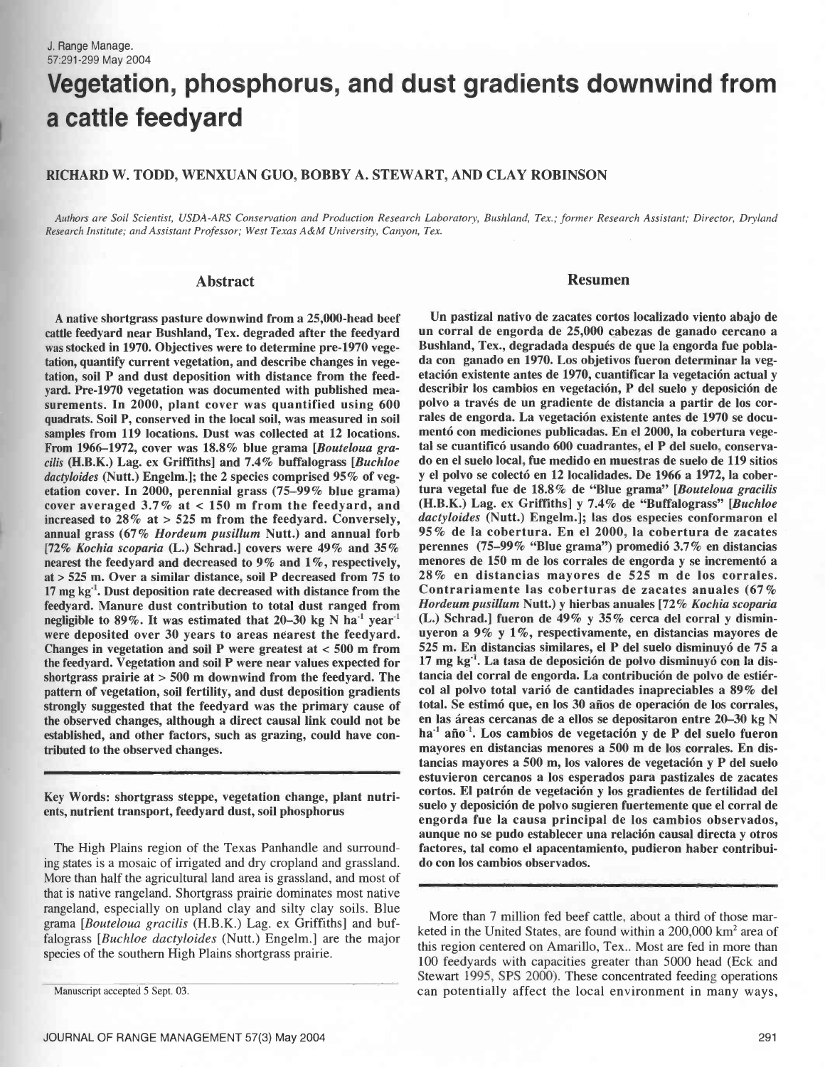# Vegetation, phosphorus, and dust gradients downwind from a cattle feedyard

**RICHARD W. TODD, WENXUAN GUO, BOBBY A. STEWART, AND CLAY ROBINSON**

*Authors are Soil Scientist, USDA-ARS Conservation and Production Research Laboratory, Bushland, Tex.; former Research Assistant; Director, Dryland Research Institute; and Assistant Professor; West Texas A&M University, Canyon, Tex.*

## Abstract

A native shortgrass pasture downwind from a 25,000-head beef cattle feedyard near Bushland, Tex. degraded after the feedyard was stocked in 1970. Objectives were to determine pre-1970 vegetation, quantify current vegetation, and describe changes in vegetation, soil P and dust deposition with distance from the feedyard. Pre-1970 vegetation was documented with published measurements. In 2000, plant cover was quantified using 600 quadrats. Soil P, conserved in the local soil, was measured in soil samples from 119 locations. Dust was collected at 12 locations. From 1966–1972, cover was 18.8% blue grama [*Bouteloua gracilis* (H.B.K.) Lag. ex Griffiths] and 7.4% buffalograss [*Buchloe dactyloides* (Nutt.) Engelm.]; the 2 species comprised 95% of vegetation cover. In 2000, perennial grass (75–99% blue grama) cover averaged 3.7% at < 150 m from the feedyard, and increased to 28% at > 525 m from the feedyard. Conversely, annual grass (67% *Hordeum pusillum* Nutt.) and annual forb [72% *Kochia scoparia* (L.) Schrad.] covers were 49% and 35% nearest the feedyard and decreased to 9% and 1%, respectively, at > 525 m. Over a similar distance, soil P decreased from 75 to 17 mg kg$^{-1}$. Dust deposition rate decreased with distance from the feedyard. Manure dust contribution to total dust ranged from negligible to 89%. It was estimated that 20–30 kg N ha$^{-1}$ year$^{-1}$ were deposited over 30 years to areas nearest the feedyard. Changes in vegetation and soil P were greatest at < 500 m from the feedyard. Vegetation and soil P were near values expected for shortgrass prairie at > 500 m downwind from the feedyard. The pattern of vegetation, soil fertility, and dust deposition gradients strongly suggested that the feedyard was the primary cause of the observed changes, although a direct causal link could not be established, and other factors, such as grazing, could have contributed to the observed changes.

## Resumen

Un pastizal nativo de zacates cortos localizado viento abajo de un corral de engorda de 25,000 cabezas de ganado cercano a Bushland, Tex., degradada después de que la engorda fue poblada con ganado en 1970. Los objetivos fueron determinar la vegetación existente antes de 1970, cuantificar la vegetación actual y describir los cambios en vegetación, P del suelo y deposición de polvo a través de un gradiente de distancia a partir de los corrales de engorda. La vegetación existente antes de 1970 se documentó con mediciones publicadas. En el 2000, la cobertura vegetal se cuantificó usando 600 cuadrantes, el P del suelo, conservado en el suelo local, fue medido en muestras de suelo de 119 sitios y el polvo se colectó en 12 localidades. De 1966 a 1972, la cobertura vegetal fue de 18.8% de "Blue grama" [*Bouteloua gracilis* (H.B.K.) Lag. ex Griffiths] y 7.4% de "Buffalograss" [*Buchloe dactyloides* (Nutt.) Engelm.]; las dos especies conformaron el 95% de la cobertura. En el 2000, la cobertura de zacates perennes (75–99% "Blue grama") promedió 3.7% en distancias menores de 150 m de los corrales de engorda y se incrementó a 28% en distancias mayores de 525 m de los corrales. Contrariamente las coberturas de zacates anuales (67% *Hordeum pusillum* Nutt.) y hierbas anuales [72% *Kochia scoparia* (L.) Schrad.] fueron de 49% y 35% cerca del corral y disminuyeron a 9% y 1%, respectivamente, en distancias mayores de 525 m. En distancias similares, el P del suelo disminuyó de 75 a 17 mg kg$^{-1}$. La tasa de deposición de polvo disminuyó con la distancia del corral de engorda. La contribución de polvo de estiércol al polvo total varió de cantidades inapreciables a 89% del total. Se estimó que, en los 30 años de operación de los corrales, en las áreas cercanas de a ellos se depositaron entre 20–30 kg N ha$^{-1}$ año$^{-1}$. Los cambios de vegetación y de P del suelo fueron mayores en distancias menores a 500 m de los corrales. En distancias mayores a 500 m, los valores de vegetación y P del suelo estuvieron cercanos a los esperados para pastizales de zacates cortos. El patrón de vegetación y los gradientes de fertilidad del suelo y deposición de polvo sugieren fuertemente que el corral de engorda fue la causa principal de los cambios observados, aunque no se pudo establecer una relación causal directa y otros factores, tal como el apacentamiento, pudieron haber contribuido con los cambios observados.

**Key Words:** shortgrass steppe, vegetation change, plant nutrients, nutrient transport, feedyard dust, soil phosphorus

The High Plains region of the Texas Panhandle and surrounding states is a mosaic of irrigated and dry cropland and grassland. More than half the agricultural land area is grassland, and most of that is native rangeland. Shortgrass prairie dominates most native rangeland, especially on upland clay and silty clay soils. Blue grama [*Bouteloua gracilis* (H.B.K.) Lag. ex Griffiths] and buffalograss [*Buchloe dactyloides* (Nutt.) Engelm.] are the major species of the southern High Plains shortgrass prairie.

More than 7 million fed beef cattle, about a third of those marketed in the United States, are found within a 200,000 km$^2$ area of this region centered on Amarillo, Tex.. Most are fed in more than 100 feedyards with capacities greater than 5000 head (Eck and Stewart 1995, SPS 2000). These concentrated feeding operations can potentially affect the local environment in many ways,

Manuscript accepted 5 Sept. 03.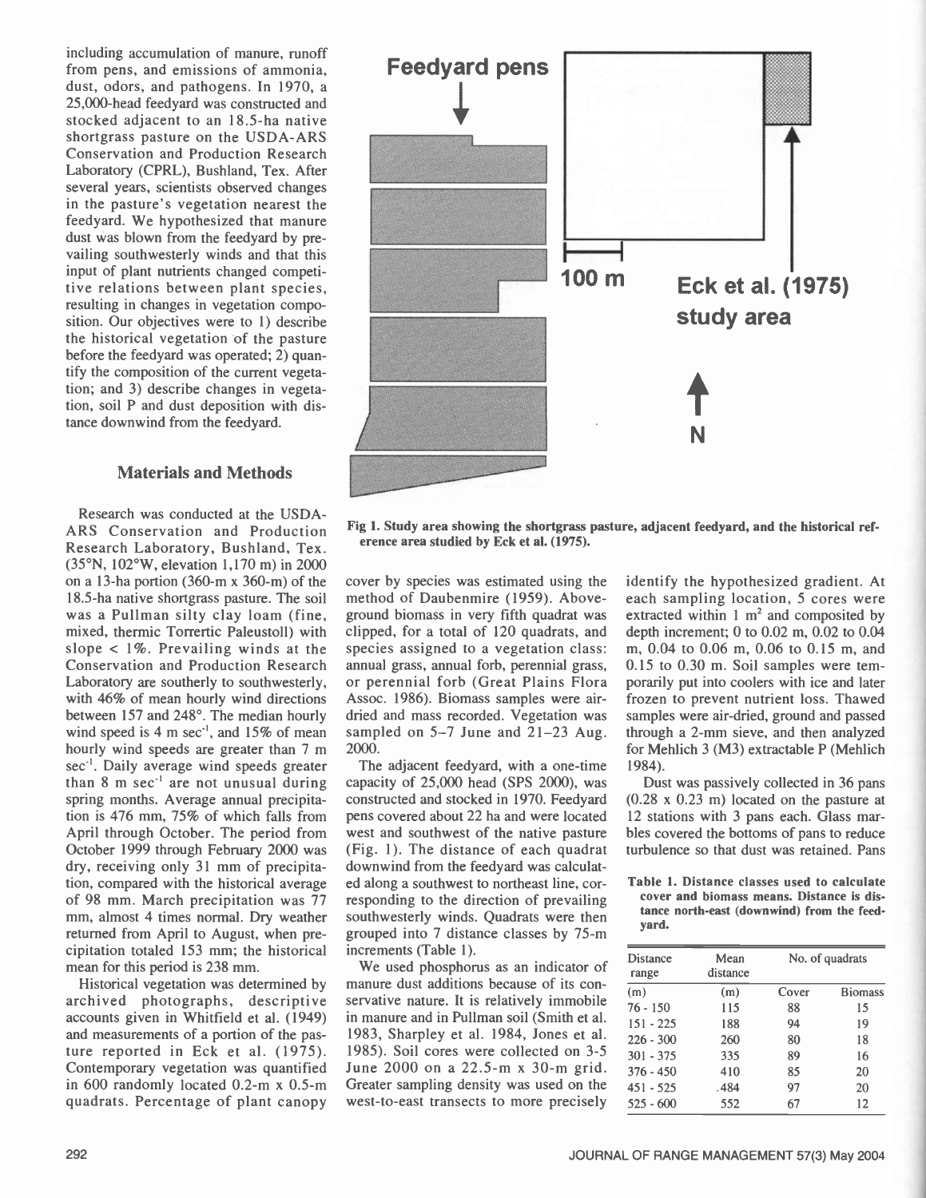including accumulation of manure, runoff from pens, and emissions of ammonia, dust, odors, and pathogens. In 1970, a 25,000-head feedyard was constructed and stocked adjacent to an 18.5-ha native shortgrass pasture on the USDA-ARS Conservation and Production Research Laboratory (CPRL), Bushland, Tex. After several years, scientists observed changes in the pasture's vegetation nearest the feedyard. We hypothesized that manure dust was blown from the feedyard by prevailing southwesterly winds and that this input of plant nutrients changed competitive relations between plant species, resulting in changes in vegetation composition. Our objectives were to 1) describe the historical vegetation of the pasture before the feedyard was operated; 2) quantify the composition of the current vegetation; and 3) describe changes in vegetation, soil P and dust deposition with distance downwind from the feedyard.

## Materials and Methods

Research was conducted at the USDA-ARS Conservation and Production Research Laboratory, Bushland, Tex. (35°N, 102°W, elevation 1,170 m) in 2000 on a 13-ha portion (360-m x 360-m) of the 18.5-ha native shortgrass pasture. The soil was a Pullman silty clay loam (fine, mixed, thermic Torrertic Paleustoll) with slope < 1%. Prevailing winds at the Conservation and Production Research Laboratory are southerly to southwesterly, with 46% of mean hourly wind directions between 157 and 248°. The median hourly wind speed is 4 m sec$^{-1}$, and 15% of mean hourly wind speeds are greater than 7 m sec$^{-1}$. Daily average wind speeds greater than 8 m sec$^{-1}$ are not unusual during spring months. Average annual precipitation is 476 mm, 75% of which falls from April through October. The period from October 1999 through February 2000 was dry, receiving only 31 mm of precipitation, compared with the historical average of 98 mm. March precipitation was 77 mm, almost 4 times normal. Dry weather returned from April to August, when precipitation totaled 153 mm; the historical mean for this period is 238 mm.

Historical vegetation was determined by archived photographs, descriptive accounts given in Whitfield et al. (1949) and measurements of a portion of the pasture reported in Eck et al. (1975). Contemporary vegetation was quantified in 600 randomly located 0.2-m x 0.5-m quadrats. Percentage of plant canopy cover by species was estimated using the method of Daubenmire (1959). Aboveground biomass in very fifth quadrat was clipped, for a total of 120 quadrats, and species assigned to a vegetation class: annual grass, annual forb, perennial grass, or perennial forb (Great Plains Flora Assoc. 1986). Biomass samples were air-dried and mass recorded. Vegetation was sampled on 5–7 June and 21–23 Aug. 2000.

The adjacent feedyard, with a one-time capacity of 25,000 head (SPS 2000), was constructed and stocked in 1970. Feedyard pens covered about 22 ha and were located west and southwest of the native pasture (Fig. 1). The distance of each quadrat downwind from the feedyard was calculated along a southwest to northeast line, corresponding to the direction of prevailing southwesterly winds. Quadrats were then grouped into 7 distance classes by 75-m increments (Table 1).

We used phosphorus as an indicator of manure dust additions because of its conservative nature. It is relatively immobile in manure and in Pullman soil (Smith et al. 1983, Sharpley et al. 1984, Jones et al. 1985). Soil cores were collected on 3-5 June 2000 on a 22.5-m x 30-m grid. Greater sampling density was used on the west-to-east transects to more precisely identify the hypothesized gradient. At each sampling location, 5 cores were extracted within 1 m$^2$ and composited by depth increment; 0 to 0.02 m, 0.02 to 0.04 m, 0.04 to 0.06 m, 0.06 to 0.15 m, and 0.15 to 0.30 m. Soil samples were temporarily put into coolers with ice and later frozen to prevent nutrient loss. Thawed samples were air-dried, ground and passed through a 2-mm sieve, and then analyzed for Mehlich 3 (M3) extractable P (Mehlich 1984).

Dust was passively collected in 36 pans (0.28 x 0.23 m) located on the pasture at 12 stations with 3 pans each. Glass marbles covered the bottoms of pans to reduce turbulence so that dust was retained. Pans

Fig 1. Study area showing the shortgrass pasture, adjacent feedyard, and the historical reference area studied by Eck et al. (1975).

Table 1. Distance classes used to calculate cover and biomass means. Distance is distance north-east (downwind) from the feedyard.

| Distance range | Mean distance | No. of quadrats | |
|---|---|---|---|
| (m) | (m) | Cover | Biomass |
| 76 - 150 | 115 | 88 | 15 |
| 151 - 225 | 188 | 94 | 19 |
| 226 - 300 | 260 | 80 | 18 |
| 301 - 375 | 335 | 89 | 16 |
| 376 - 450 | 410 | 85 | 20 |
| 451 - 525 | 484 | 97 | 20 |
| 525 - 600 | 552 | 67 | 12 |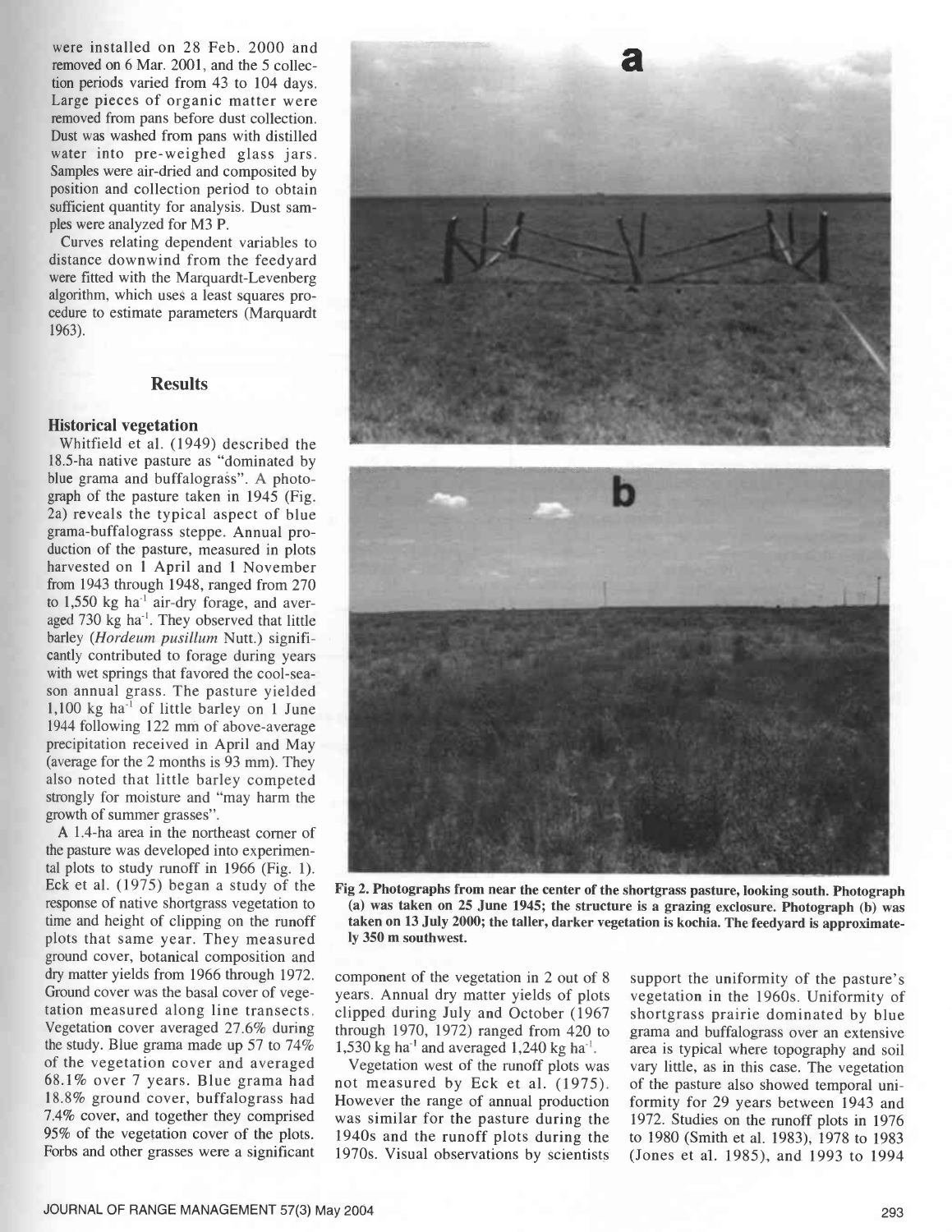were installed on 28 Feb. 2000 and removed on 6 Mar. 2001, and the 5 collection periods varied from 43 to 104 days. Large pieces of organic matter were removed from pans before dust collection. Dust was washed from pans with distilled water into pre-weighed glass jars. Samples were air-dried and composited by position and collection period to obtain sufficient quantity for analysis. Dust samples were analyzed for M3 P.

Curves relating dependent variables to distance downwind from the feedyard were fitted with the Marquardt-Levenberg algorithm, which uses a least squares procedure to estimate parameters (Marquardt 1963).

## Results

### Historical vegetation

Whitfield et al. (1949) described the 18.5-ha native pasture as "dominated by blue grama and buffalograss". A photograph of the pasture taken in 1945 (Fig. 2a) reveals the typical aspect of blue grama-buffalograss steppe. Annual production of the pasture, measured in plots harvested on 1 April and 1 November from 1943 through 1948, ranged from 270 to 1,550 kg ha$^{-1}$ air-dry forage, and averaged 730 kg ha$^{-1}$. They observed that little barley (*Hordeum pusillum* Nutt.) significantly contributed to forage during years with wet springs that favored the cool-season annual grass. The pasture yielded 1,100 kg ha$^{-1}$ of little barley on 1 June 1944 following 122 mm of above-average precipitation received in April and May (average for the 2 months is 93 mm). They also noted that little barley competed strongly for moisture and "may harm the growth of summer grasses".

A 1.4-ha area in the northeast corner of the pasture was developed into experimental plots to study runoff in 1966 (Fig. 1). Eck et al. (1975) began a study of the response of native shortgrass vegetation to time and height of clipping on the runoff plots that same year. They measured ground cover, botanical composition and dry matter yields from 1966 through 1972. Ground cover was the basal cover of vegetation measured along line transects. Vegetation cover averaged 27.6% during the study. Blue grama made up 57 to 74% of the vegetation cover and averaged 68.1% over 7 years. Blue grama had 18.8% ground cover, buffalograss had 7.4% cover, and together they comprised 95% of the vegetation cover of the plots. Forbs and other grasses were a significant component of the vegetation in 2 out of 8 years. Annual dry matter yields of plots clipped during July and October (1967 through 1970, 1972) ranged from 420 to 1,530 kg ha$^{-1}$ and averaged 1,240 kg ha$^{-1}$.

Vegetation west of the runoff plots was not measured by Eck et al. (1975). However the range of annual production was similar for the pasture during the 1940s and the runoff plots during the 1970s. Visual observations by scientists support the uniformity of the pasture's vegetation in the 1960s. Uniformity of shortgrass prairie dominated by blue grama and buffalograss over an extensive area is typical where topography and soil vary little, as in this case. The vegetation of the pasture also showed temporal uniformity for 29 years between 1943 and 1972. Studies on the runoff plots in 1976 to 1980 (Smith et al. 1983), 1978 to 1983 (Jones et al. 1985), and 1993 to 1994

**Fig 2. Photographs from near the center of the shortgrass pasture, looking south. Photograph (a) was taken on 25 June 1945; the structure is a grazing exclosure. Photograph (b) was taken on 13 July 2000; the taller, darker vegetation is kochia. The feedyard is approximately 350 m southwest.**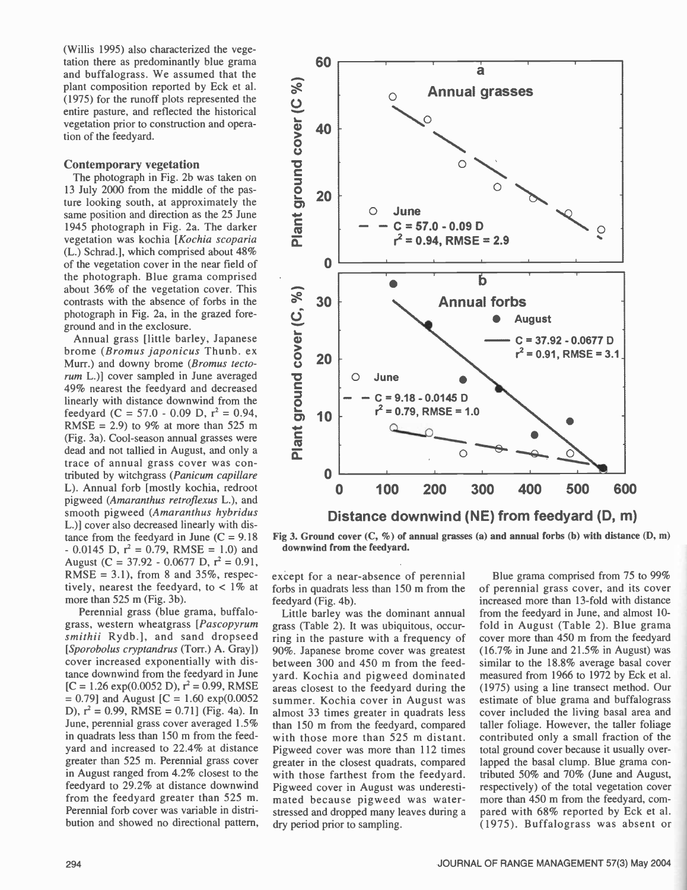(Willis 1995) also characterized the vegetation there as predominantly blue grama and buffalograss. We assumed that the plant composition reported by Eck et al. (1975) for the runoff plots represented the entire pasture, and reflected the historical vegetation prior to construction and operation of the feedyard.

### Contemporary vegetation

The photograph in Fig. 2b was taken on 13 July 2000 from the middle of the pasture looking south, at approximately the same position and direction as the 25 June 1945 photograph in Fig. 2a. The darker vegetation was kochia [*Kochia scoparia* (L.) Schrad.], which comprised about 48% of the vegetation cover in the near field of the photograph. Blue grama comprised about 36% of the vegetation cover. This contrasts with the absence of forbs in the photograph in Fig. 2a, in the grazed foreground and in the exclosure.

Annual grass [little barley, Japanese brome (*Bromus japonicus* Thunb. ex Murr.) and downy brome (*Bromus tectorum* L.)] cover sampled in June averaged 49% nearest the feedyard and decreased linearly with distance downwind from the feedyard ($C = 57.0 - 0.09\ D$, $r^2 = 0.94$, RMSE = 2.9) to 9% at more than 525 m (Fig. 3a). Cool-season annual grasses were dead and not tallied in August, and only a trace of annual grass cover was contributed by witchgrass (*Panicum capillare* L). Annual forb [mostly kochia, redroot pigweed (*Amaranthus retroflexus* L.), and smooth pigweed (*Amaranthus hybridus* L.)] cover also decreased linearly with distance from the feedyard in June ($C = 9.18 - 0.0145\ D$, $r^2 = 0.79$, RMSE = 1.0) and August ($C = 37.92 - 0.0677\ D$, $r^2 = 0.91$, RMSE = 3.1), from 8 and 35%, respectively, nearest the feedyard, to < 1% at more than 525 m (Fig. 3b).

Perennial grass (blue grama, buffalograss, western wheatgrass [*Pascopyrum smithii* Rydb.], and sand dropseed [*Sporobolus cryptandrus* (Torr.) A. Gray]) cover increased exponentially with distance downwind from the feedyard in June [$C = 1.26\ \exp(0.0052\ D)$, $r^2 = 0.99$, RMSE = 0.79] and August [$C = 1.60\ \exp(0.0052\ D)$, $r^2 = 0.99$, RMSE = 0.71] (Fig. 4a). In June, perennial grass cover averaged 1.5% in quadrats less than 150 m from the feedyard and increased to 22.4% at distance greater than 525 m. Perennial grass cover in August ranged from 4.2% closest to the feedyard to 29.2% at distance downwind from the feedyard greater than 525 m. Perennial forb cover was variable in distribution and showed no directional pattern, except for a near-absence of perennial forbs in quadrats less than 150 m from the feedyard (Fig. 4b).

Fig 3. Ground cover (C, %) of annual grasses (a) and annual forbs (b) with distance (D, m) downwind from the feedyard.

Little barley was the dominant annual grass (Table 2). It was ubiquitous, occurring in the pasture with a frequency of 90%. Japanese brome cover was greatest between 300 and 450 m from the feedyard. Kochia and pigweed dominated areas closest to the feedyard during the summer. Kochia cover in August was almost 33 times greater in quadrats less than 150 m from the feedyard, compared with those more than 525 m distant. Pigweed cover was more than 112 times greater in the closest quadrats, compared with those farthest from the feedyard. Pigweed cover in August was underestimated because pigweed was water-stressed and dropped many leaves during a dry period prior to sampling.

Blue grama comprised from 75 to 99% of perennial grass cover, and its cover increased more than 13-fold with distance from the feedyard in June, and almost 10-fold in August (Table 2). Blue grama cover more than 450 m from the feedyard (16.7% in June and 21.5% in August) was similar to the 18.8% average basal cover measured from 1966 to 1972 by Eck et al. (1975) using a line transect method. Our estimate of blue grama and buffalograss cover included the living basal area and taller foliage. However, the taller foliage contributed only a small fraction of the total ground cover because it usually overlapped the basal clump. Blue grama contributed 50% and 70% (June and August, respectively) of the total vegetation cover more than 450 m from the feedyard, compared with 68% reported by Eck et al. (1975). Buffalograss was absent or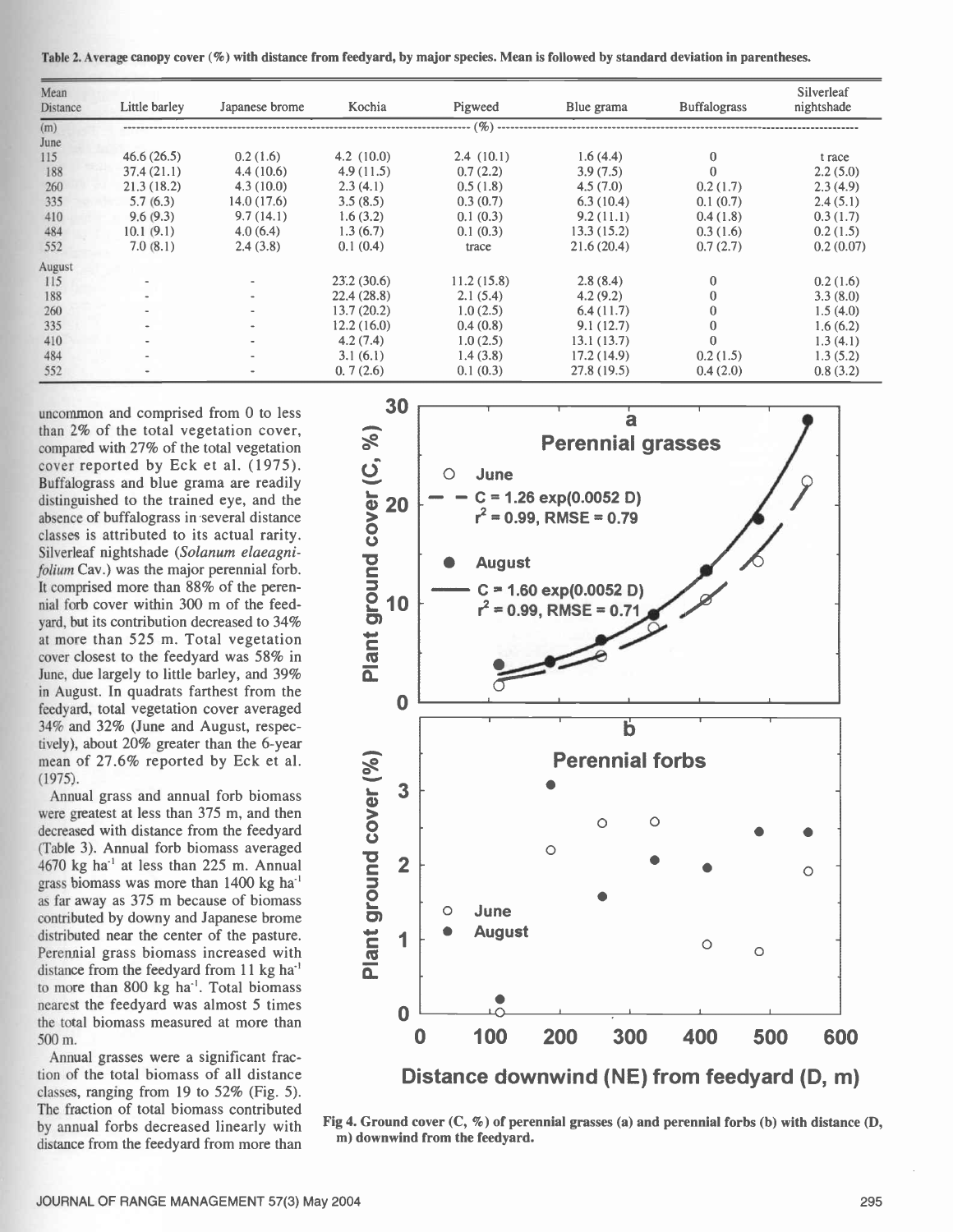Table 2. Average canopy cover (%) with distance from feedyard, by major species. Mean is followed by standard deviation in parentheses.

| Mean Distance | Little barley | Japanese brome | Kochia | Pigweed | Blue grama | Buffalograss | Silverleaf nightshade |
|---|---|---|---|---|---|---|---|
| (m) | (%) | | | | | | |
| June | | | | | | | |
| 115 | 46.6 (26.5) | 0.2 (1.6) | 4.2 (10.0) | 2.4 (10.1) | 1.6 (4.4) | 0 | trace |
| 188 | 37.4 (21.1) | 4.4 (10.6) | 4.9 (11.5) | 0.7 (2.2) | 3.9 (7.5) | 0 | 2.2 (5.0) |
| 260 | 21.3 (18.2) | 4.3 (10.0) | 2.3 (4.1) | 0.5 (1.8) | 4.5 (7.0) | 0.2 (1.7) | 2.3 (4.9) |
| 335 | 5.7 (6.3) | 14.0 (17.6) | 3.5 (8.5) | 0.3 (0.7) | 6.3 (10.4) | 0.1 (0.7) | 2.4 (5.1) |
| 410 | 9.6 (9.3) | 9.7 (14.1) | 1.6 (3.2) | 0.1 (0.3) | 9.2 (11.1) | 0.4 (1.8) | 0.3 (1.7) |
| 484 | 10.1 (9.1) | 4.0 (6.4) | 1.3 (6.7) | 0.1 (0.3) | 13.3 (15.2) | 0.3 (1.6) | 0.2 (1.5) |
| 552 | 7.0 (8.1) | 2.4 (3.8) | 0.1 (0.4) | trace | 21.6 (20.4) | 0.7 (2.7) | 0.2 (0.07) |
| August | | | | | | | |
| 115 | - | - | 23.2 (30.6) | 11.2 (15.8) | 2.8 (8.4) | 0 | 0.2 (1.6) |
| 188 | - | - | 22.4 (28.8) | 2.1 (5.4) | 4.2 (9.2) | 0 | 3.3 (8.0) |
| 260 | - | - | 13.7 (20.2) | 1.0 (2.5) | 6.4 (11.7) | 0 | 1.5 (4.0) |
| 335 | - | - | 12.2 (16.0) | 0.4 (0.8) | 9.1 (12.7) | 0 | 1.6 (6.2) |
| 410 | - | - | 4.2 (7.4) | 1.0 (2.5) | 13.1 (13.7) | 0 | 1.3 (4.1) |
| 484 | - | - | 3.1 (6.1) | 1.4 (3.8) | 17.2 (14.9) | 0.2 (1.5) | 1.3 (5.2) |
| 552 | - | - | 0.7 (2.6) | 0.1 (0.3) | 27.8 (19.5) | 0.4 (2.0) | 0.8 (3.2) |

uncommon and comprised from 0 to less than 2% of the total vegetation cover, compared with 27% of the total vegetation cover reported by Eck et al. (1975). Buffalograss and blue grama are readily distinguished to the trained eye, and the absence of buffalograss in several distance classes is attributed to its actual rarity. Silverleaf nightshade (*Solanum elaeagnifolium* Cav.) was the major perennial forb. It comprised more than 88% of the perennial forb cover within 300 m of the feedyard, but its contribution decreased to 34% at more than 525 m. Total vegetation cover closest to the feedyard was 58% in June, due largely to little barley, and 39% in August. In quadrats farthest from the feedyard, total vegetation cover averaged 34% and 32% (June and August, respectively), about 20% greater than the 6-year mean of 27.6% reported by Eck et al. (1975).

Annual grass and annual forb biomass were greatest at less than 375 m, and then decreased with distance from the feedyard (Table 3). Annual forb biomass averaged 4670 kg ha$^{-1}$ at less than 225 m. Annual grass biomass was more than 1400 kg ha$^{-1}$ as far away as 375 m because of biomass contributed by downy and Japanese brome distributed near the center of the pasture. Perennial grass biomass increased with distance from the feedyard from 11 kg ha$^{-1}$ to more than 800 kg ha$^{-1}$. Total biomass nearest the feedyard was almost 5 times the total biomass measured at more than 500 m.

Annual grasses were a significant fraction of the total biomass of all distance classes, ranging from 19 to 52% (Fig. 5). The fraction of total biomass contributed by annual forbs decreased linearly with distance from the feedyard from more than

Fig 4. Ground cover (C, %) of perennial grasses (a) and perennial forbs (b) with distance (D, m) downwind from the feedyard.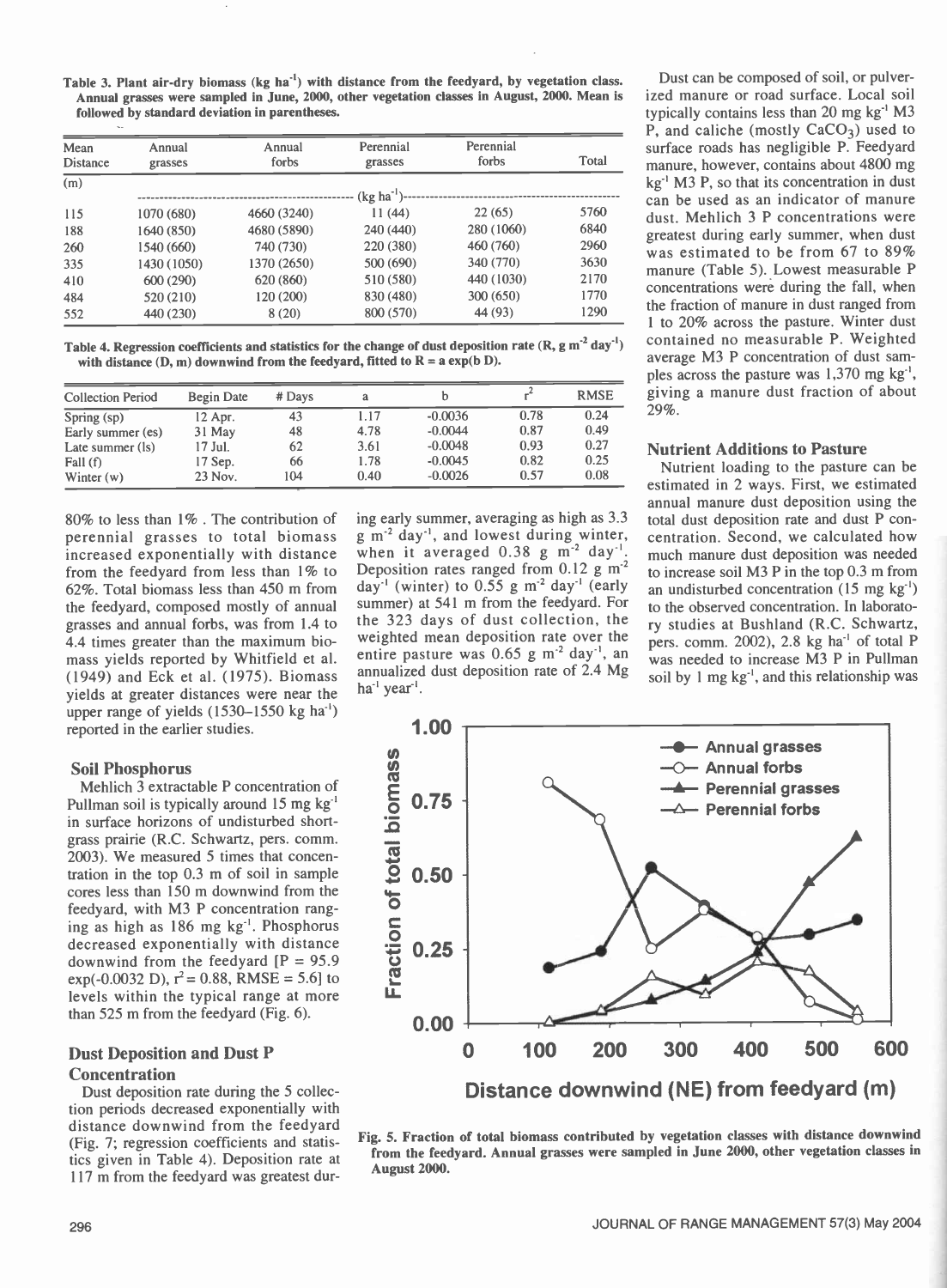Table 3. Plant air-dry biomass (kg $ha^{-1}$) with distance from the feedyard, by vegetation class. Annual grasses were sampled in June, 2000, other vegetation classes in August, 2000. Mean is followed by standard deviation in parentheses.

| Mean Distance | Annual grasses | Annual forbs | Perennial grasses | Perennial forbs | Total |
|---|---|---|---|---|---|
| (m) | (kg $ha^{-1}$) | | | | |
| 115 | 1070 (680) | 4660 (3240) | 11 (44) | 22 (65) | 5760 |
| 188 | 1640 (850) | 4680 (5890) | 240 (440) | 280 (1060) | 6840 |
| 260 | 1540 (660) | 740 (730) | 220 (380) | 460 (760) | 2960 |
| 335 | 1430 (1050) | 1370 (2650) | 500 (690) | 340 (770) | 3630 |
| 410 | 600 (290) | 620 (860) | 510 (580) | 440 (1030) | 2170 |
| 484 | 520 (210) | 120 (200) | 830 (480) | 300 (650) | 1770 |
| 552 | 440 (230) | 8 (20) | 800 (570) | 44 (93) | 1290 |

Table 4. Regression coefficients and statistics for the change of dust deposition rate (R, g $m^{-2}$ $day^{-1}$) with distance (D, m) downwind from the feedyard, fitted to $R = a \exp(b D)$.

| Collection Period | Begin Date | # Days | a | b | $r^2$ | RMSE |
|---|---|---|---|---|---|---|
| Spring (sp) | 12 Apr. | 43 | 1.17 | -0.0036 | 0.78 | 0.24 |
| Early summer (es) | 31 May | 48 | 4.78 | -0.0044 | 0.87 | 0.49 |
| Late summer (ls) | 17 Jul. | 62 | 3.61 | -0.0048 | 0.93 | 0.27 |
| Fall (f) | 17 Sep. | 66 | 1.78 | -0.0045 | 0.82 | 0.25 |
| Winter (w) | 23 Nov. | 104 | 0.40 | -0.0026 | 0.57 | 0.08 |

80% to less than 1%. The contribution of perennial grasses to total biomass increased exponentially with distance from the feedyard from less than 1% to 62%. Total biomass less than 450 m from the feedyard, composed mostly of annual grasses and annual forbs, was from 1.4 to 4.4 times greater than the maximum biomass yields reported by Whitfield et al. (1949) and Eck et al. (1975). Biomass yields at greater distances were near the upper range of yields (1530–1550 kg $ha^{-1}$) reported in the earlier studies.

## Soil Phosphorus

Mehlich 3 extractable P concentration of Pullman soil is typically around 15 mg $kg^{-1}$ in surface horizons of undisturbed shortgrass prairie (R.C. Schwartz, pers. comm. 2003). We measured 5 times that concentration in the top 0.3 m of soil in sample cores less than 150 m downwind from the feedyard, with M3 P concentration ranging as high as 186 mg $kg^{-1}$. Phosphorus decreased exponentially with distance downwind from the feedyard [$P = 95.9 \exp(-0.0032 D)$, $r^2 = 0.88$, RMSE = 5.6] to levels within the typical range at more than 525 m from the feedyard (Fig. 6).

## Dust Deposition and Dust P Concentration

Dust deposition rate during the 5 collection periods decreased exponentially with distance downwind from the feedyard (Fig. 7; regression coefficients and statistics given in Table 4). Deposition rate at 117 m from the feedyard was greatest during early summer, averaging as high as 3.3 g $m^{-2}$ $day^{-1}$, and lowest during winter, when it averaged 0.38 g $m^{-2}$ $day^{-1}$. Deposition rates ranged from 0.12 g $m^{-2}$ $day^{-1}$ (winter) to 0.55 g $m^{-2}$ $day^{-1}$ (early summer) at 541 m from the feedyard. For the 323 days of dust collection, the weighted mean deposition rate over the entire pasture was 0.65 g $m^{-2}$ $day^{-1}$, an annualized dust deposition rate of 2.4 Mg $ha^{-1}$ $year^{-1}$.

Dust can be composed of soil, or pulverized manure or road surface. Local soil typically contains less than 20 mg $kg^{-1}$ M3 P, and caliche (mostly $CaCO_3$) used to surface roads has negligible P. Feedyard manure, however, contains about 4800 mg $kg^{-1}$ M3 P, so that its concentration in dust can be used as an indicator of manure dust. Mehlich 3 P concentrations were greatest during early summer, when dust was estimated to be from 67 to 89% manure (Table 5). Lowest measurable P concentrations were during the fall, when the fraction of manure in dust ranged from 1 to 20% across the pasture. Winter dust contained no measurable P. Weighted average M3 P concentration of dust samples across the pasture was 1,370 mg $kg^{-1}$, giving a manure dust fraction of about 29%.

## Nutrient Additions to Pasture

Nutrient loading to the pasture can be estimated in 2 ways. First, we estimated annual manure dust deposition using the total dust deposition rate and dust P concentration. Second, we calculated how much manure dust deposition was needed to increase soil M3 P in the top 0.3 m from an undisturbed concentration (15 mg $kg^{-1}$) to the observed concentration. In laboratory studies at Bushland (R.C. Schwartz, pers. comm. 2002), 2.8 kg $ha^{-1}$ of total P was needed to increase M3 P in Pullman soil by 1 mg $kg^{-1}$, and this relationship was

Fig. 5. Fraction of total biomass contributed by vegetation classes with distance downwind from the feedyard. Annual grasses were sampled in June 2000, other vegetation classes in August 2000.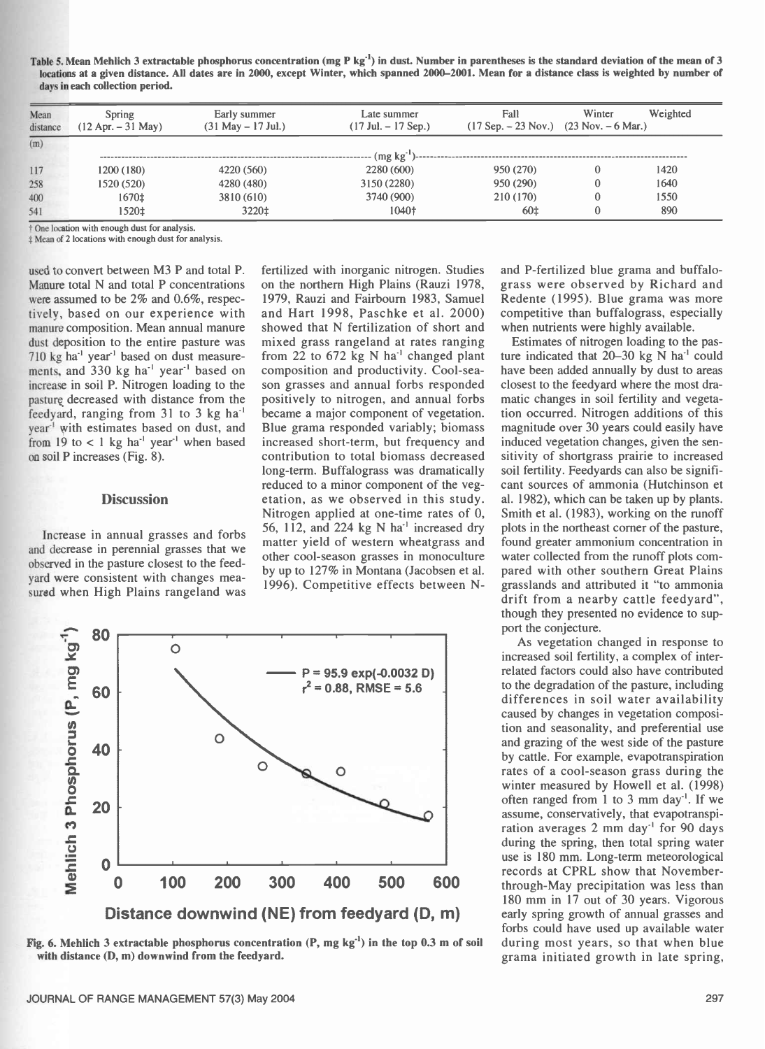Table 5. Mean Mehlich 3 extractable phosphorus concentration (mg P kg$^{-1}$) in dust. Number in parentheses is the standard deviation of the mean of 3 locations at a given distance. All dates are in 2000, except Winter, which spanned 2000–2001. Mean for a distance class is weighted by number of days in each collection period.

| Mean distance | Spring (12 Apr. – 31 May) | Early summer (31 May – 17 Jul.) | Late summer (17 Jul. – 17 Sep.) | Fall (17 Sep. – 23 Nov.) | Winter (23 Nov. – 6 Mar.) | Weighted |
|---|---|---|---|---|---|---|
| (m) | (mg kg$^{-1}$) | | | | | |
| 117 | 1200 (180) | 4220 (560) | 2280 (600) | 950 (270) | 0 | 1420 |
| 258 | 1520 (520) | 4280 (480) | 3150 (2280) | 950 (290) | 0 | 1640 |
| 400 | 1670‡ | 3810 (610) | 3740 (900) | 210 (170) | 0 | 1550 |
| 541 | 1520‡ | 3220‡ | 1040† | 60‡ | 0 | 890 |

† One location with enough dust for analysis.
‡ Mean of 2 locations with enough dust for analysis.

used to convert between M3 P and total P. Manure total N and total P concentrations were assumed to be 2% and 0.6%, respectively, based on our experience with manure composition. Mean annual manure dust deposition to the entire pasture was 710 kg ha$^{-1}$ year$^{-1}$ based on dust measurements, and 330 kg ha$^{-1}$ year$^{-1}$ based on increase in soil P. Nitrogen loading to the pasture decreased with distance from the feedyard, ranging from 31 to 3 kg ha$^{-1}$ year$^{-1}$ with estimates based on dust, and from 19 to < 1 kg ha$^{-1}$ year$^{-1}$ when based on soil P increases (Fig. 8).

## Discussion

Increase in annual grasses and forbs and decrease in perennial grasses that we observed in the pasture closest to the feedyard were consistent with changes measured when High Plains rangeland was fertilized with inorganic nitrogen. Studies on the northern High Plains (Rauzi 1978, 1979, Rauzi and Fairbourn 1983, Samuel and Hart 1998, Paschke et al. 2000) showed that N fertilization of short and mixed grass rangeland at rates ranging from 22 to 672 kg N ha$^{-1}$ changed plant composition and productivity. Cool-season grasses and annual forbs responded positively to nitrogen, and annual forbs became a major component of vegetation. Blue grama responded variably; biomass increased short-term, but frequency and contribution to total biomass decreased long-term. Buffalograss was dramatically reduced to a minor component of the vegetation, as we observed in this study. Nitrogen applied at one-time rates of 0, 56, 112, and 224 kg N ha$^{-1}$ increased dry matter yield of western wheatgrass and other cool-season grasses in monoculture by up to 127% in Montana (Jacobsen et al. 1996). Competitive effects between N- and P-fertilized blue grama and buffalograss were observed by Richard and Redente (1995). Blue grama was more competitive than buffalograss, especially when nutrients were highly available.

Estimates of nitrogen loading to the pasture indicated that 20–30 kg N ha$^{-1}$ could have been added annually by dust to areas closest to the feedyard where the most dramatic changes in soil fertility and vegetation occurred. Nitrogen additions of this magnitude over 30 years could easily have induced vegetation changes, given the sensitivity of shortgrass prairie to increased soil fertility. Feedyards can also be significant sources of ammonia (Hutchinson et al. 1982), which can be taken up by plants. Smith et al. (1983), working on the runoff plots in the northeast corner of the pasture, found greater ammonium concentration in water collected from the runoff plots compared with other southern Great Plains grasslands and attributed it "to ammonia drift from a nearby cattle feedyard", though they presented no evidence to support the conjecture.

As vegetation changed in response to increased soil fertility, a complex of interrelated factors could also have contributed to the degradation of the pasture, including differences in soil water availability caused by changes in vegetation composition and seasonality, and preferential use and grazing of the west side of the pasture by cattle. For example, evapotranspiration rates of a cool-season grass during the winter measured by Howell et al. (1998) often ranged from 1 to 3 mm day$^{-1}$. If we assume, conservatively, that evapotranspiration averages 2 mm day$^{-1}$ for 90 days during the spring, then total spring water use is 180 mm. Long-term meteorological records at CPRL show that November-through-May precipitation was less than 180 mm in 17 out of 30 years. Vigorous early spring growth of annual grasses and forbs could have used up available water during most years, so that when blue grama initiated growth in late spring,

Fig. 6. Mehlich 3 extractable phosphorus concentration (P, mg kg$^{-1}$) in the top 0.3 m of soil with distance (D, m) downwind from the feedyard.

$P = 95.9 \exp(-0.0032 D)$, $r^2 = 0.88$, RMSE = 5.6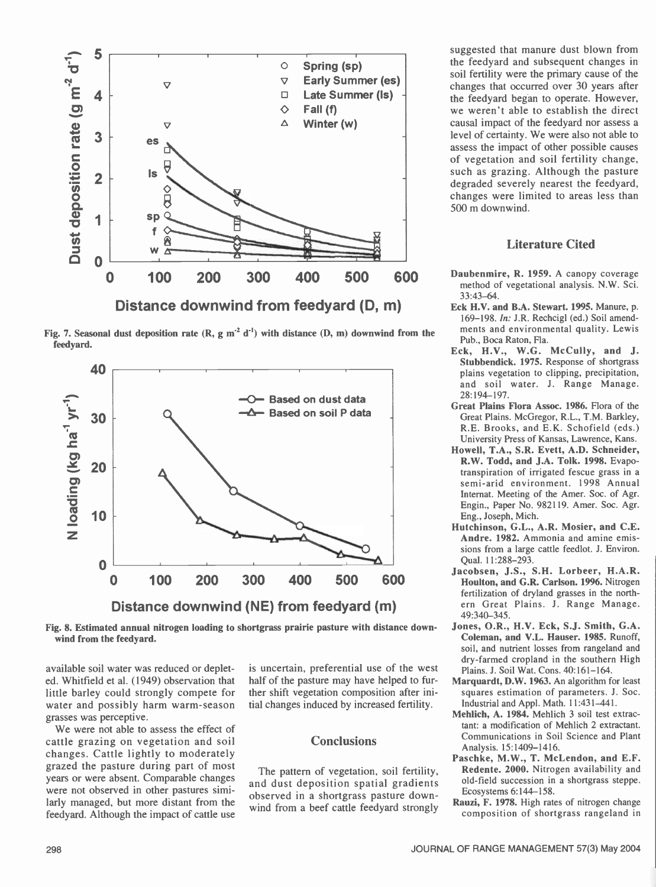Fig. 7. Seasonal dust deposition rate (R, g m$^{-2}$ d$^{-1}$) with distance (D, m) downwind from the feedyard.

Fig. 8. Estimated annual nitrogen loading to shortgrass prairie pasture with distance downwind from the feedyard.

available soil water was reduced or depleted. Whitfield et al. (1949) observation that little barley could strongly compete for water and possibly harm warm-season grasses was perceptive.

We were not able to assess the effect of cattle grazing on vegetation and soil changes. Cattle lightly to moderately grazed the pasture during part of most years or were absent. Comparable changes were not observed in other pastures similarly managed, but more distant from the feedyard. Although the impact of cattle use is uncertain, preferential use of the west half of the pasture may have helped to further shift vegetation composition after initial changes induced by increased fertility.

## Conclusions

The pattern of vegetation, soil fertility, and dust deposition spatial gradients observed in a shortgrass pasture downwind from a beef cattle feedyard strongly suggested that manure dust blown from the feedyard and subsequent changes in soil fertility were the primary cause of the changes that occurred over 30 years after the feedyard began to operate. However, we weren't able to establish the direct causal impact of the feedyard nor assess a level of certainty. We were also not able to assess the impact of other possible causes of vegetation and soil fertility change, such as grazing. Although the pasture degraded severely nearest the feedyard, changes were limited to areas less than 500 m downwind.

## Literature Cited

**Daubenmire, R. 1959.** A canopy coverage method of vegetational analysis. N.W. Sci. 33:43–64.

**Eck H.V. and B.A. Stewart. 1995.** Manure, p. 169–198. *In:* J.R. Rechcigl (ed.) Soil amendments and environmental quality. Lewis Pub., Boca Raton, Fla.

**Eck, H.V., W.G. McCully, and J. Stubbendick. 1975.** Response of shortgrass plains vegetation to clipping, precipitation, and soil water. J. Range Manage. 28:194–197.

**Great Plains Flora Assoc. 1986.** Flora of the Great Plains. McGregor, R.L., T.M. Barkley, R.E. Brooks, and E.K. Schofield (eds.) University Press of Kansas, Lawrence, Kans.

**Howell, T.A., S.R. Evett, A.D. Schneider, R.W. Todd, and J.A. Tolk. 1998.** Evapotranspiration of irrigated fescue grass in a semi-arid environment. 1998 Annual Internat. Meeting of the Amer. Soc. of Agr. Engin., Paper No. 982119. Amer. Soc. Agr. Eng., Joseph, Mich.

**Hutchinson, G.L., A.R. Mosier, and C.E. Andre. 1982.** Ammonia and amine emissions from a large cattle feedlot. J. Environ. Qual. 11:288–293.

**Jacobsen, J.S., S.H. Lorbeer, H.A.R. Houlton, and G.R. Carlson. 1996.** Nitrogen fertilization of dryland grasses in the northern Great Plains. J. Range Manage. 49:340–345.

**Jones, O.R., H.V. Eck, S.J. Smith, G.A. Coleman, and V.L. Hauser. 1985.** Runoff, soil, and nutrient losses from rangeland and dry-farmed cropland in the southern High Plains. J. Soil Wat. Cons. 40:161–164.

**Marquardt, D.W. 1963.** An algorithm for least squares estimation of parameters. J. Soc. Industrial and Appl. Math. 11:431–441.

**Mehlich, A. 1984.** Mehlich 3 soil test extractant: a modification of Mehlich 2 extractant. Communications in Soil Science and Plant Analysis. 15:1409–1416.

**Paschke, M.W., T. McLendon, and E.F. Redente. 2000.** Nitrogen availability and old-field succession in a shortgrass steppe. Ecosystems 6:144–158.

**Rauzi, F. 1978.** High rates of nitrogen change composition of shortgrass rangeland in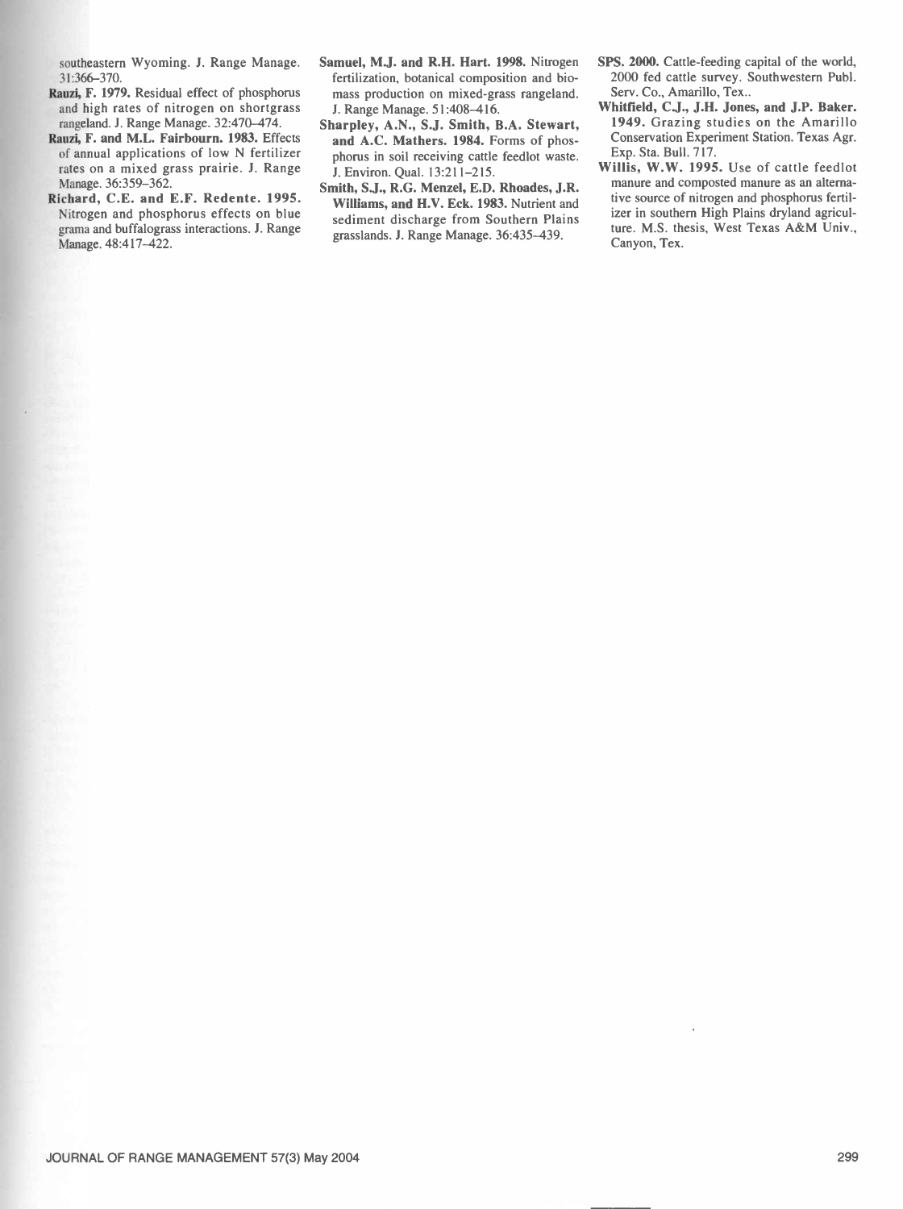southeastern Wyoming. J. Range Manage. 31:366–370.

**Rauzi, F. 1979.** Residual effect of phosphorus and high rates of nitrogen on shortgrass rangeland. J. Range Manage. 32:470–474.

**Rauzi, F. and M.L. Fairbourn. 1983.** Effects of annual applications of low N fertilizer rates on a mixed grass prairie. J. Range Manage. 36:359–362.

**Richard, C.E. and E.F. Redente. 1995.** Nitrogen and phosphorus effects on blue grama and buffalograss interactions. J. Range Manage. 48:417–422.

**Samuel, M.J. and R.H. Hart. 1998.** Nitrogen fertilization, botanical composition and biomass production on mixed-grass rangeland. J. Range Manage. 51:408–416.

**Sharpley, A.N., S.J. Smith, B.A. Stewart, and A.C. Mathers. 1984.** Forms of phosphorus in soil receiving cattle feedlot waste. J. Environ. Qual. 13:211–215.

**Smith, S.J., R.G. Menzel, E.D. Rhoades, J.R. Williams, and H.V. Eck. 1983.** Nutrient and sediment discharge from Southern Plains grasslands. J. Range Manage. 36:435–439.

**SPS. 2000.** Cattle-feeding capital of the world, 2000 fed cattle survey. Southwestern Publ. Serv. Co., Amarillo, Tex..

**Whitfield, C.J., J.H. Jones, and J.P. Baker. 1949.** Grazing studies on the Amarillo Conservation Experiment Station. Texas Agr. Exp. Sta. Bull. 717.

**Willis, W.W. 1995.** Use of cattle feedlot manure and composted manure as an alternative source of nitrogen and phosphorus fertilizer in southern High Plains dryland agriculture. M.S. thesis, West Texas A&M Univ., Canyon, Tex.